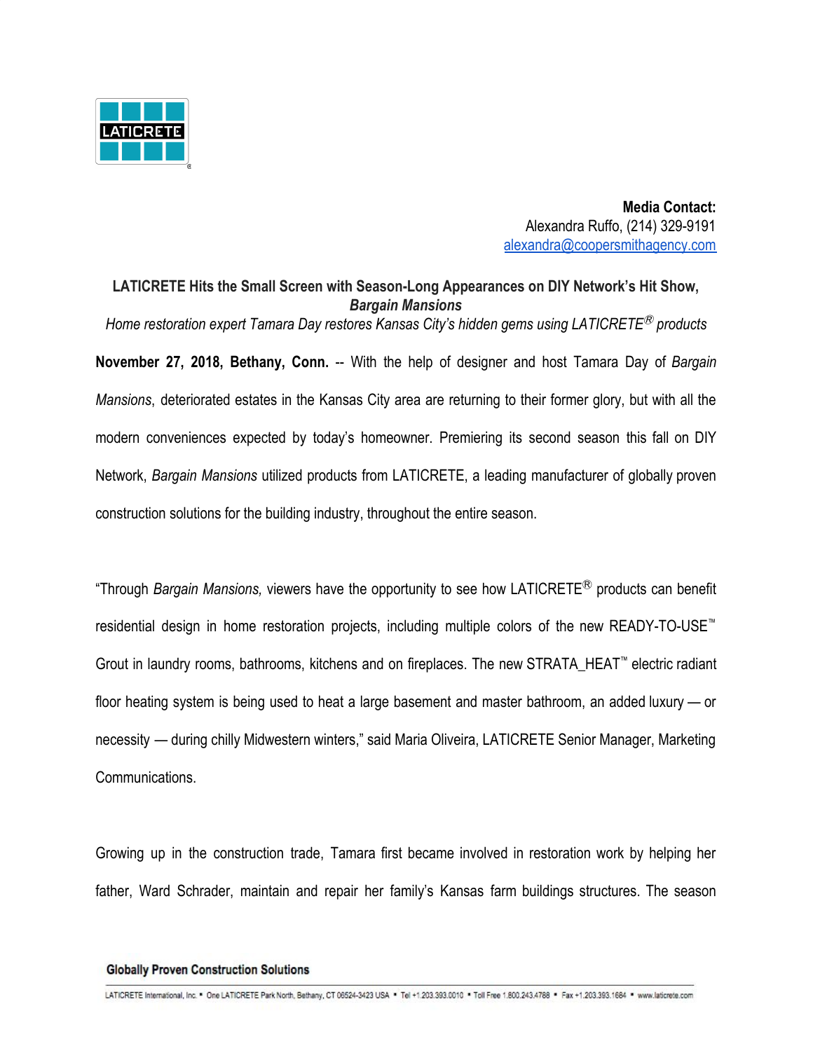**Media Contact:**
Alexandra Ruffo, (214) 329-9191
alexandra@coopersmithagency.com

## LATICRETE Hits the Small Screen with Season-Long Appearances on DIY Network's Hit Show, *Bargain Mansions*

*Home restoration expert Tamara Day restores Kansas City's hidden gems using LATICRETE® products*

**November 27, 2018, Bethany, Conn.** -- With the help of designer and host Tamara Day of *Bargain Mansions*, deteriorated estates in the Kansas City area are returning to their former glory, but with all the modern conveniences expected by today's homeowner. Premiering its second season this fall on DIY Network, *Bargain Mansions* utilized products from LATICRETE, a leading manufacturer of globally proven construction solutions for the building industry, throughout the entire season.

"Through *Bargain Mansions,* viewers have the opportunity to see how LATICRETE® products can benefit residential design in home restoration projects, including multiple colors of the new READY-TO-USE™ Grout in laundry rooms, bathrooms, kitchens and on fireplaces. The new STRATA_HEAT™ electric radiant floor heating system is being used to heat a large basement and master bathroom, an added luxury — or necessity — during chilly Midwestern winters," said Maria Oliveira, LATICRETE Senior Manager, Marketing Communications.

Growing up in the construction trade, Tamara first became involved in restoration work by helping her father, Ward Schrader, maintain and repair her family's Kansas farm buildings structures. The season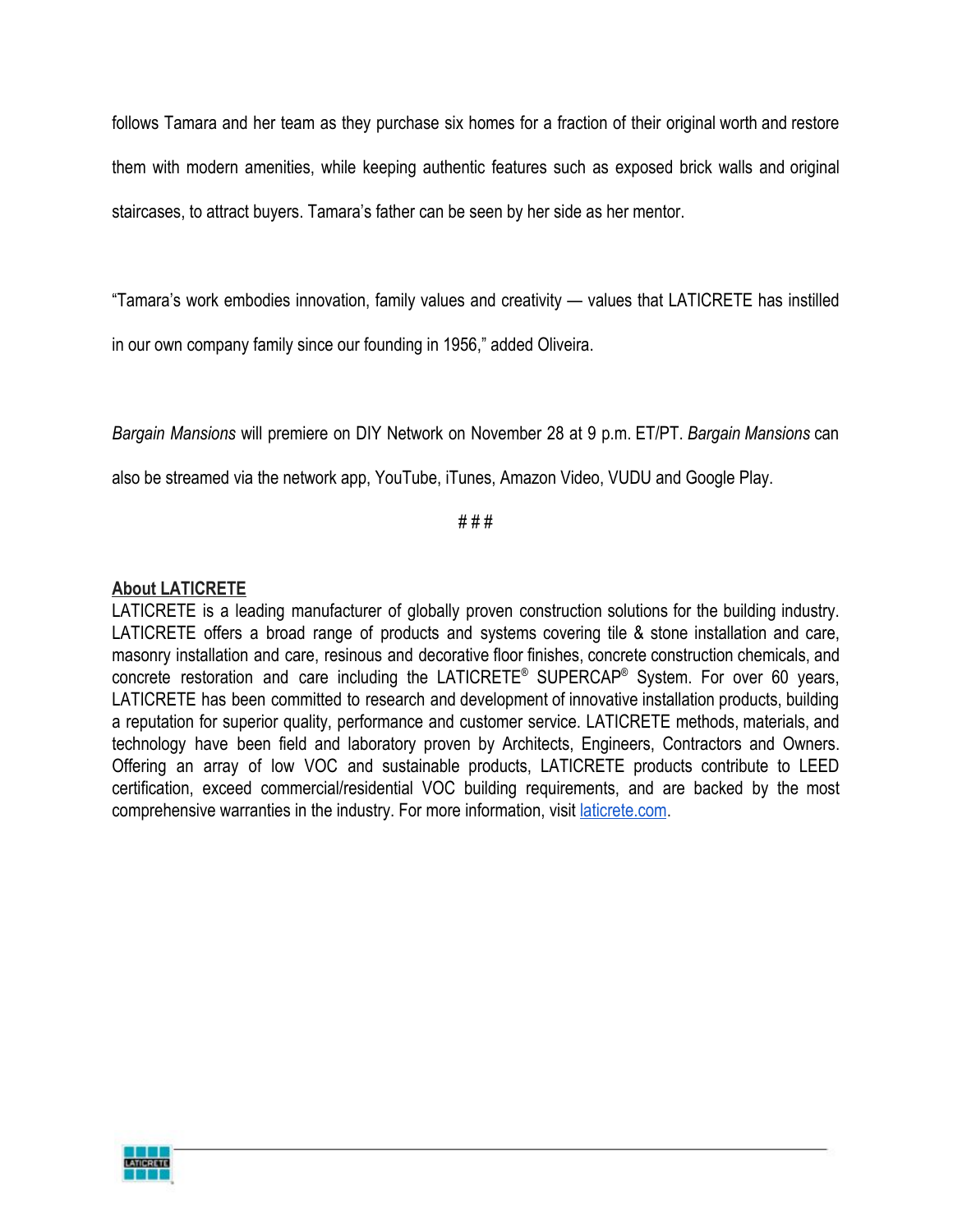follows Tamara and her team as they purchase six homes for a fraction of their original worth and restore them with modern amenities, while keeping authentic features such as exposed brick walls and original staircases, to attract buyers. Tamara's father can be seen by her side as her mentor.

"Tamara's work embodies innovation, family values and creativity — values that LATICRETE has instilled in our own company family since our founding in 1956," added Oliveira.

*Bargain Mansions* will premiere on DIY Network on November 28 at 9 p.m. ET/PT. *Bargain Mansions* can also be streamed via the network app, YouTube, iTunes, Amazon Video, VUDU and Google Play.

# # #

**About LATICRETE**

LATICRETE is a leading manufacturer of globally proven construction solutions for the building industry. LATICRETE offers a broad range of products and systems covering tile & stone installation and care, masonry installation and care, resinous and decorative floor finishes, concrete construction chemicals, and concrete restoration and care including the LATICRETE® SUPERCAP® System. For over 60 years, LATICRETE has been committed to research and development of innovative installation products, building a reputation for superior quality, performance and customer service. LATICRETE methods, materials, and technology have been field and laboratory proven by Architects, Engineers, Contractors and Owners. Offering an array of low VOC and sustainable products, LATICRETE products contribute to LEED certification, exceed commercial/residential VOC building requirements, and are backed by the most comprehensive warranties in the industry. For more information, visit laticrete.com.